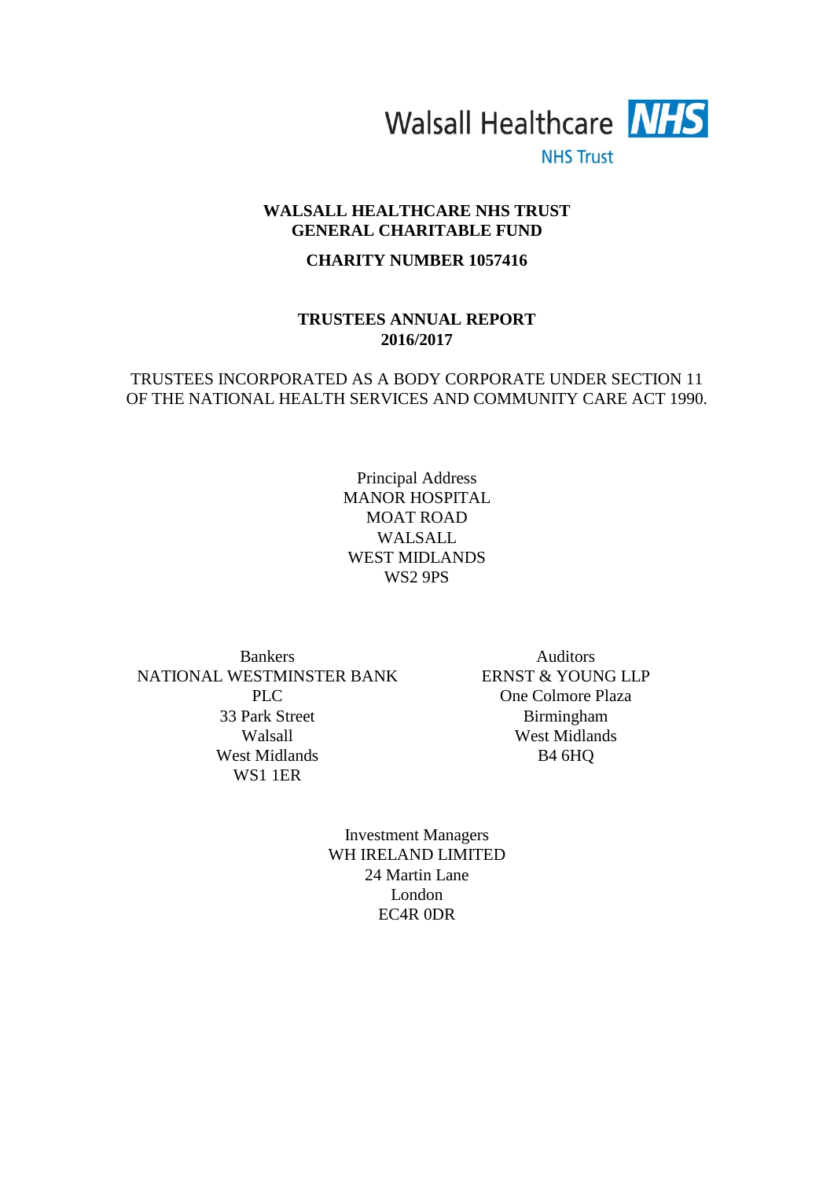Walsall Healthcare NHS

NHS Trust

# WALSALL HEALTHCARE NHS TRUST GENERAL CHARITABLE FUND

## CHARITY NUMBER 1057416

## TRUSTEES ANNUAL REPORT 2016/2017

TRUSTEES INCORPORATED AS A BODY CORPORATE UNDER SECTION 11 OF THE NATIONAL HEALTH SERVICES AND COMMUNITY CARE ACT 1990.

Principal Address
MANOR HOSPITAL
MOAT ROAD
WALSALL
WEST MIDLANDS
WS2 9PS

Bankers
NATIONAL WESTMINSTER BANK PLC
33 Park Street
Walsall
West Midlands
WS1 1ER

Auditors
ERNST & YOUNG LLP
One Colmore Plaza
Birmingham
West Midlands
B4 6HQ

Investment Managers
WH IRELAND LIMITED
24 Martin Lane
London
EC4R 0DR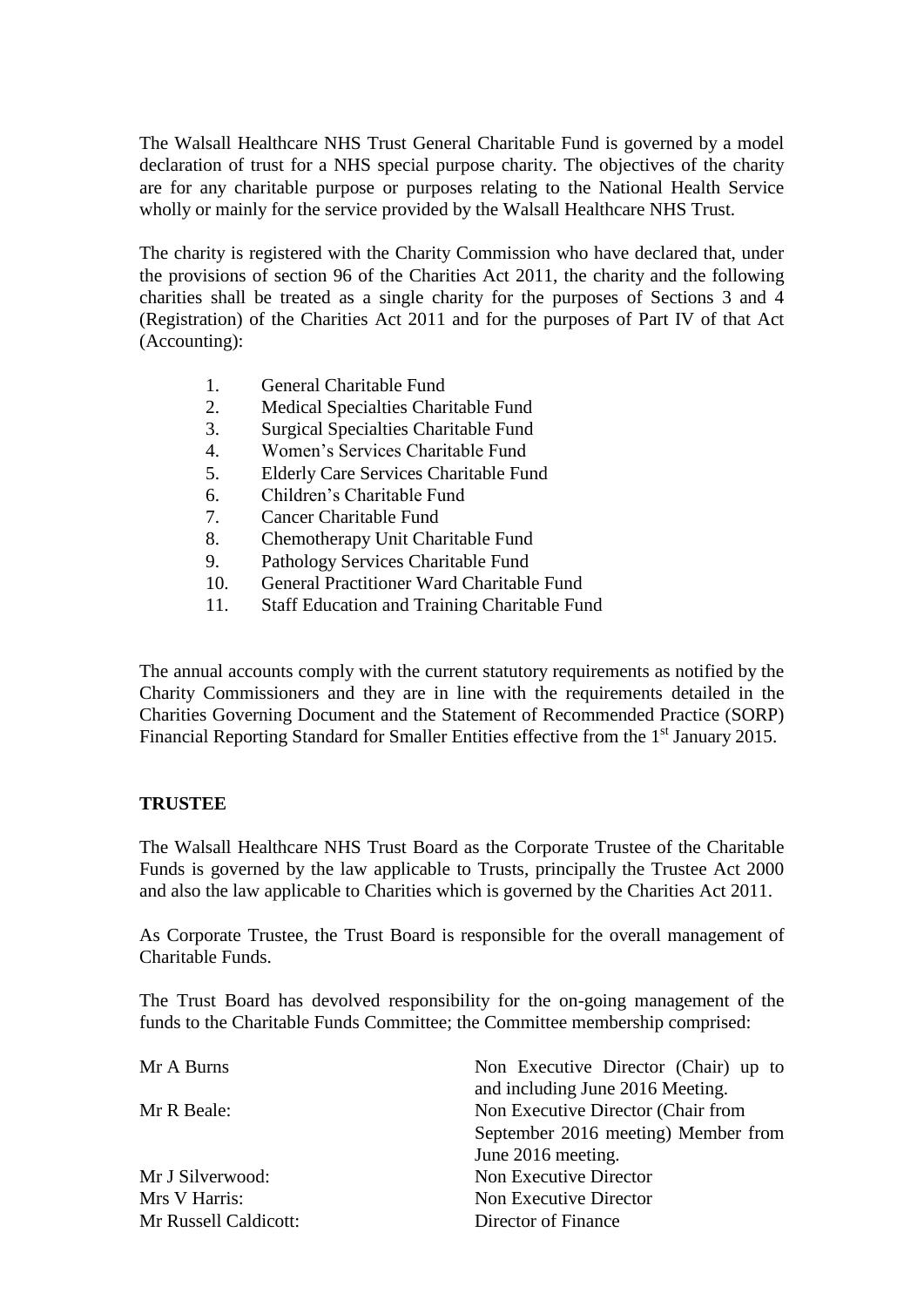The Walsall Healthcare NHS Trust General Charitable Fund is governed by a model declaration of trust for a NHS special purpose charity. The objectives of the charity are for any charitable purpose or purposes relating to the National Health Service wholly or mainly for the service provided by the Walsall Healthcare NHS Trust.

The charity is registered with the Charity Commission who have declared that, under the provisions of section 96 of the Charities Act 2011, the charity and the following charities shall be treated as a single charity for the purposes of Sections 3 and 4 (Registration) of the Charities Act 2011 and for the purposes of Part IV of that Act (Accounting):

1. General Charitable Fund
2. Medical Specialties Charitable Fund
3. Surgical Specialties Charitable Fund
4. Women's Services Charitable Fund
5. Elderly Care Services Charitable Fund
6. Children's Charitable Fund
7. Cancer Charitable Fund
8. Chemotherapy Unit Charitable Fund
9. Pathology Services Charitable Fund
10. General Practitioner Ward Charitable Fund
11. Staff Education and Training Charitable Fund

The annual accounts comply with the current statutory requirements as notified by the Charity Commissioners and they are in line with the requirements detailed in the Charities Governing Document and the Statement of Recommended Practice (SORP) Financial Reporting Standard for Smaller Entities effective from the 1st January 2015.

**TRUSTEE**

The Walsall Healthcare NHS Trust Board as the Corporate Trustee of the Charitable Funds is governed by the law applicable to Trusts, principally the Trustee Act 2000 and also the law applicable to Charities which is governed by the Charities Act 2011.

As Corporate Trustee, the Trust Board is responsible for the overall management of Charitable Funds.

The Trust Board has devolved responsibility for the on-going management of the funds to the Charitable Funds Committee; the Committee membership comprised:

| | |
|---|---|
| Mr A Burns | Non Executive Director (Chair) up to and including June 2016 Meeting. |
| Mr R Beale: | Non Executive Director (Chair from September 2016 meeting) Member from June 2016 meeting. |
| Mr J Silverwood: | Non Executive Director |
| Mrs V Harris: | Non Executive Director |
| Mr Russell Caldicott: | Director of Finance |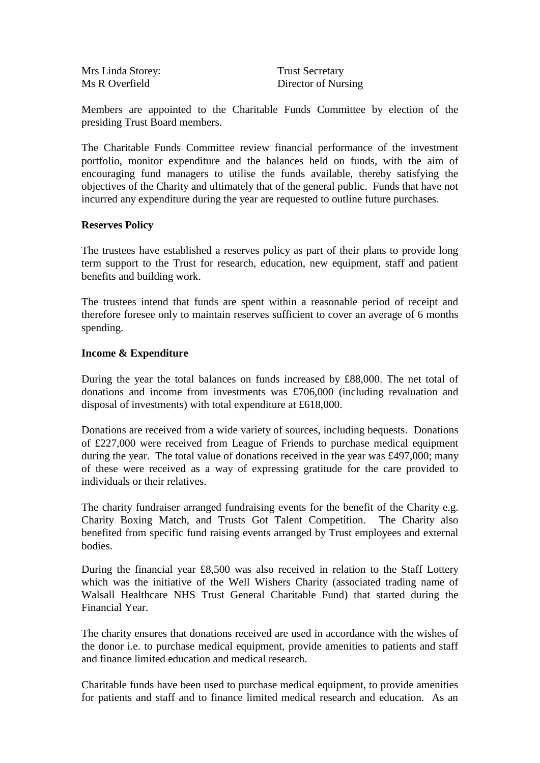| | |
|---|---|
| Mrs Linda Storey: | Trust Secretary |
| Ms R Overfield | Director of Nursing |

Members are appointed to the Charitable Funds Committee by election of the presiding Trust Board members.

The Charitable Funds Committee review financial performance of the investment portfolio, monitor expenditure and the balances held on funds, with the aim of encouraging fund managers to utilise the funds available, thereby satisfying the objectives of the Charity and ultimately that of the general public. Funds that have not incurred any expenditure during the year are requested to outline future purchases.

**Reserves Policy**

The trustees have established a reserves policy as part of their plans to provide long term support to the Trust for research, education, new equipment, staff and patient benefits and building work.

The trustees intend that funds are spent within a reasonable period of receipt and therefore foresee only to maintain reserves sufficient to cover an average of 6 months spending.

**Income & Expenditure**

During the year the total balances on funds increased by £88,000. The net total of donations and income from investments was £706,000 (including revaluation and disposal of investments) with total expenditure at £618,000.

Donations are received from a wide variety of sources, including bequests. Donations of £227,000 were received from League of Friends to purchase medical equipment during the year. The total value of donations received in the year was £497,000; many of these were received as a way of expressing gratitude for the care provided to individuals or their relatives.

The charity fundraiser arranged fundraising events for the benefit of the Charity e.g. Charity Boxing Match, and Trusts Got Talent Competition. The Charity also benefited from specific fund raising events arranged by Trust employees and external bodies.

During the financial year £8,500 was also received in relation to the Staff Lottery which was the initiative of the Well Wishers Charity (associated trading name of Walsall Healthcare NHS Trust General Charitable Fund) that started during the Financial Year.

The charity ensures that donations received are used in accordance with the wishes of the donor i.e. to purchase medical equipment, provide amenities to patients and staff and finance limited education and medical research.

Charitable funds have been used to purchase medical equipment, to provide amenities for patients and staff and to finance limited medical research and education. As an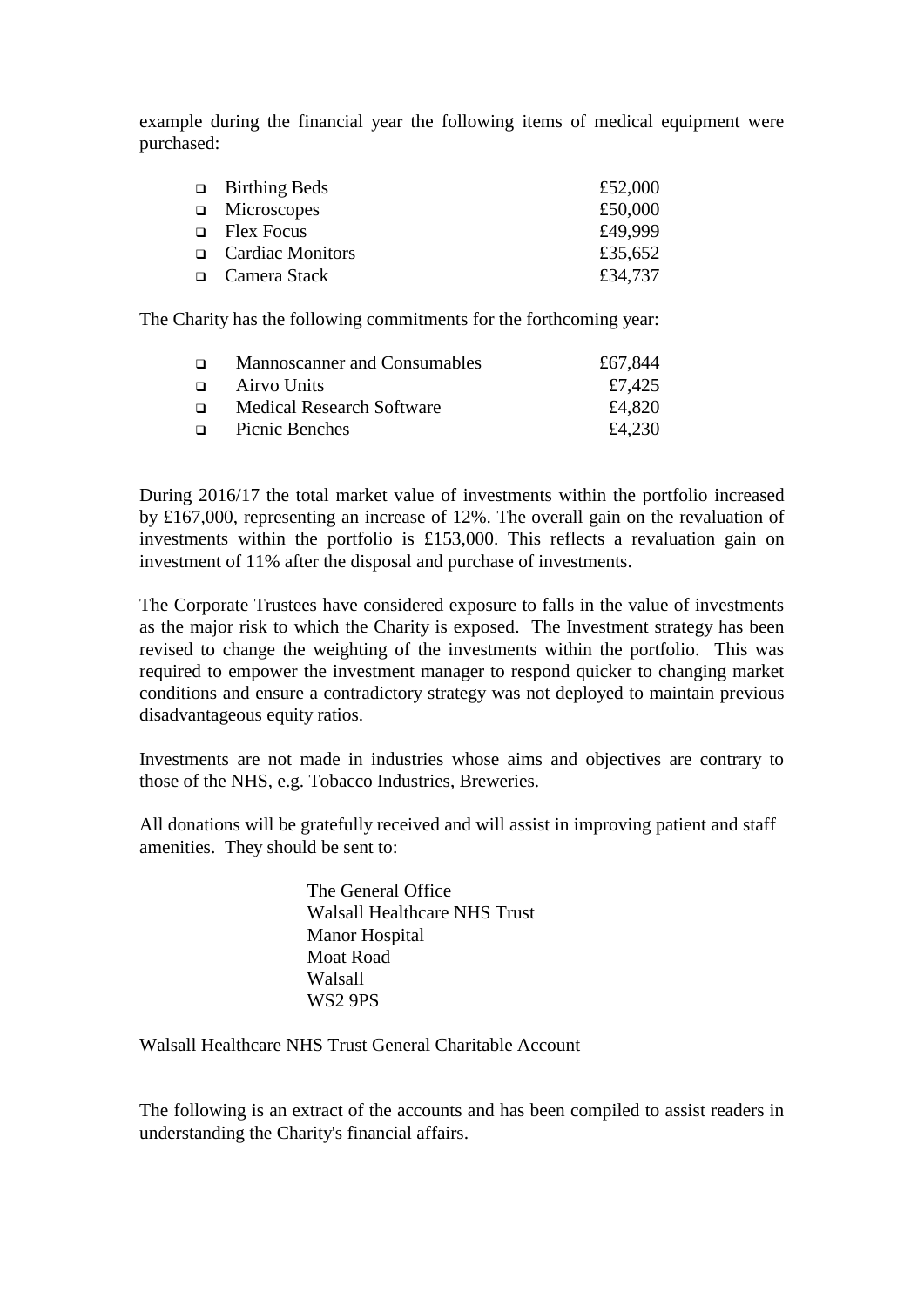example during the financial year the following items of medical equipment were purchased:

- Birthing Beds £52,000
- Microscopes £50,000
- Flex Focus £49,999
- Cardiac Monitors £35,652
- Camera Stack £34,737

The Charity has the following commitments for the forthcoming year:

- Mannoscanner and Consumables £67,844
- Airvo Units £7,425
- Medical Research Software £4,820
- Picnic Benches £4,230

During 2016/17 the total market value of investments within the portfolio increased by £167,000, representing an increase of 12%. The overall gain on the revaluation of investments within the portfolio is £153,000. This reflects a revaluation gain on investment of 11% after the disposal and purchase of investments.

The Corporate Trustees have considered exposure to falls in the value of investments as the major risk to which the Charity is exposed. The Investment strategy has been revised to change the weighting of the investments within the portfolio. This was required to empower the investment manager to respond quicker to changing market conditions and ensure a contradictory strategy was not deployed to maintain previous disadvantageous equity ratios.

Investments are not made in industries whose aims and objectives are contrary to those of the NHS, e.g. Tobacco Industries, Breweries.

All donations will be gratefully received and will assist in improving patient and staff amenities. They should be sent to:

The General Office
Walsall Healthcare NHS Trust
Manor Hospital
Moat Road
Walsall
WS2 9PS

Walsall Healthcare NHS Trust General Charitable Account

The following is an extract of the accounts and has been compiled to assist readers in understanding the Charity's financial affairs.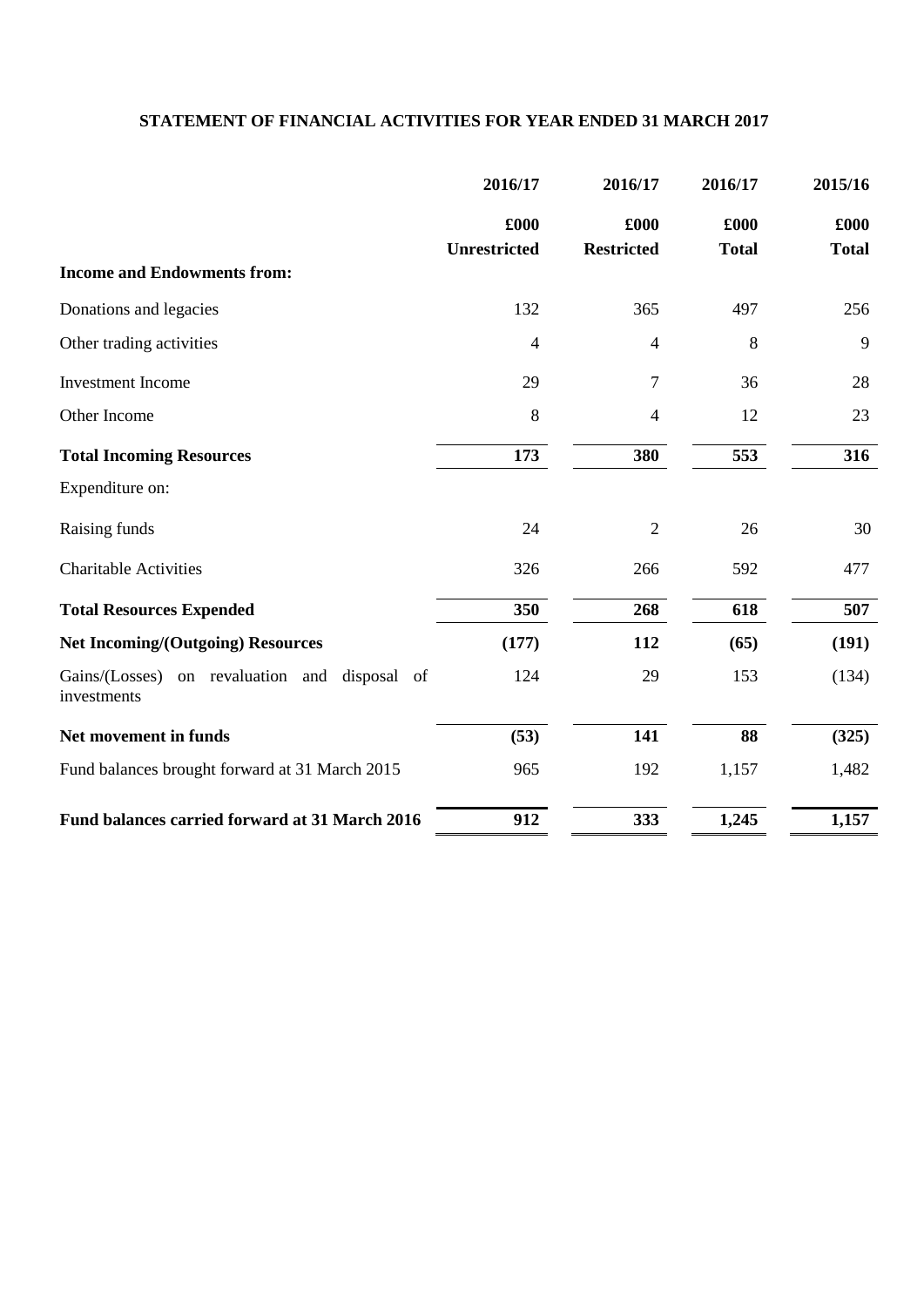## STATEMENT OF FINANCIAL ACTIVITIES FOR YEAR ENDED 31 MARCH 2017

| | 2016/17 | 2016/17 | 2016/17 | 2015/16 |
|---|---|---|---|---|
| | £000 | £000 | £000 | £000 |
| | **Unrestricted** | **Restricted** | **Total** | **Total** |
| **Income and Endowments from:** | | | | |
| Donations and legacies | 132 | 365 | 497 | 256 |
| Other trading activities | 4 | 4 | 8 | 9 |
| Investment Income | 29 | 7 | 36 | 28 |
| Other Income | 8 | 4 | 12 | 23 |
| **Total Incoming Resources** | **173** | **380** | **553** | **316** |
| Expenditure on: | | | | |
| Raising funds | 24 | 2 | 26 | 30 |
| Charitable Activities | 326 | 266 | 592 | 477 |
| **Total Resources Expended** | **350** | **268** | **618** | **507** |
| **Net Incoming/(Outgoing) Resources** | **(177)** | **112** | **(65)** | **(191)** |
| Gains/(Losses) on revaluation and disposal of investments | 124 | 29 | 153 | (134) |
| **Net movement in funds** | **(53)** | **141** | **88** | **(325)** |
| Fund balances brought forward at 31 March 2015 | 965 | 192 | 1,157 | 1,482 |
| **Fund balances carried forward at 31 March 2016** | **912** | **333** | **1,245** | **1,157** |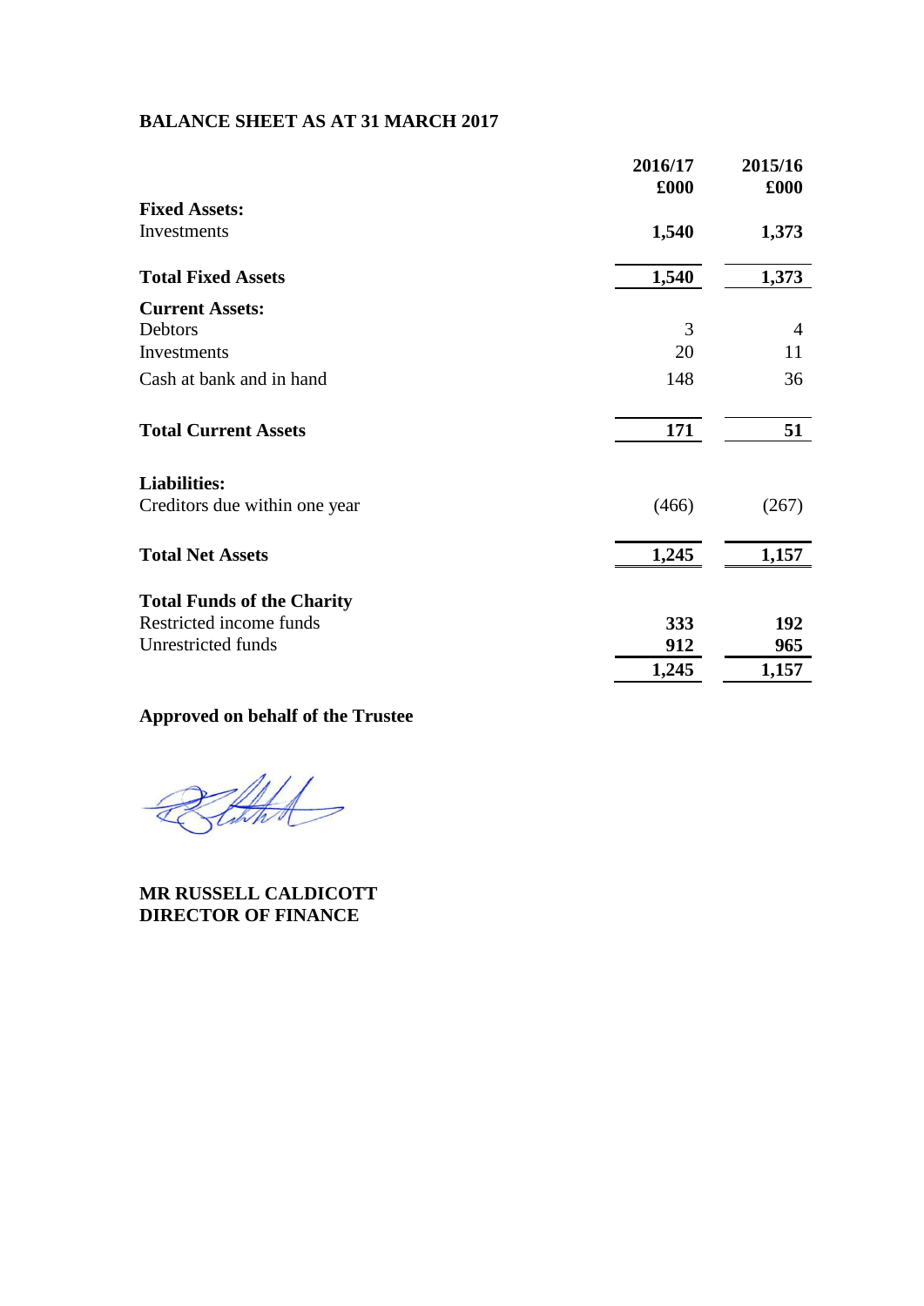## BALANCE SHEET AS AT 31 MARCH 2017

| | 2016/17<br>£000 | 2015/16<br>£000 |
|---|---|---|
| **Fixed Assets:** | | |
| Investments | **1,540** | **1,373** |
| **Total Fixed Assets** | **1,540** | **1,373** |
| **Current Assets:** | | |
| Debtors | 3 | 4 |
| Investments | 20 | 11 |
| Cash at bank and in hand | 148 | 36 |
| **Total Current Assets** | **171** | **51** |
| **Liabilities:** | | |
| Creditors due within one year | (466) | (267) |
| **Total Net Assets** | **1,245** | **1,157** |
| **Total Funds of the Charity** | | |
| Restricted income funds | **333** | **192** |
| Unrestricted funds | **912** | **965** |
| | **1,245** | **1,157** |

**Approved on behalf of the Trustee**

**MR RUSSELL CALDICOTT**
**DIRECTOR OF FINANCE**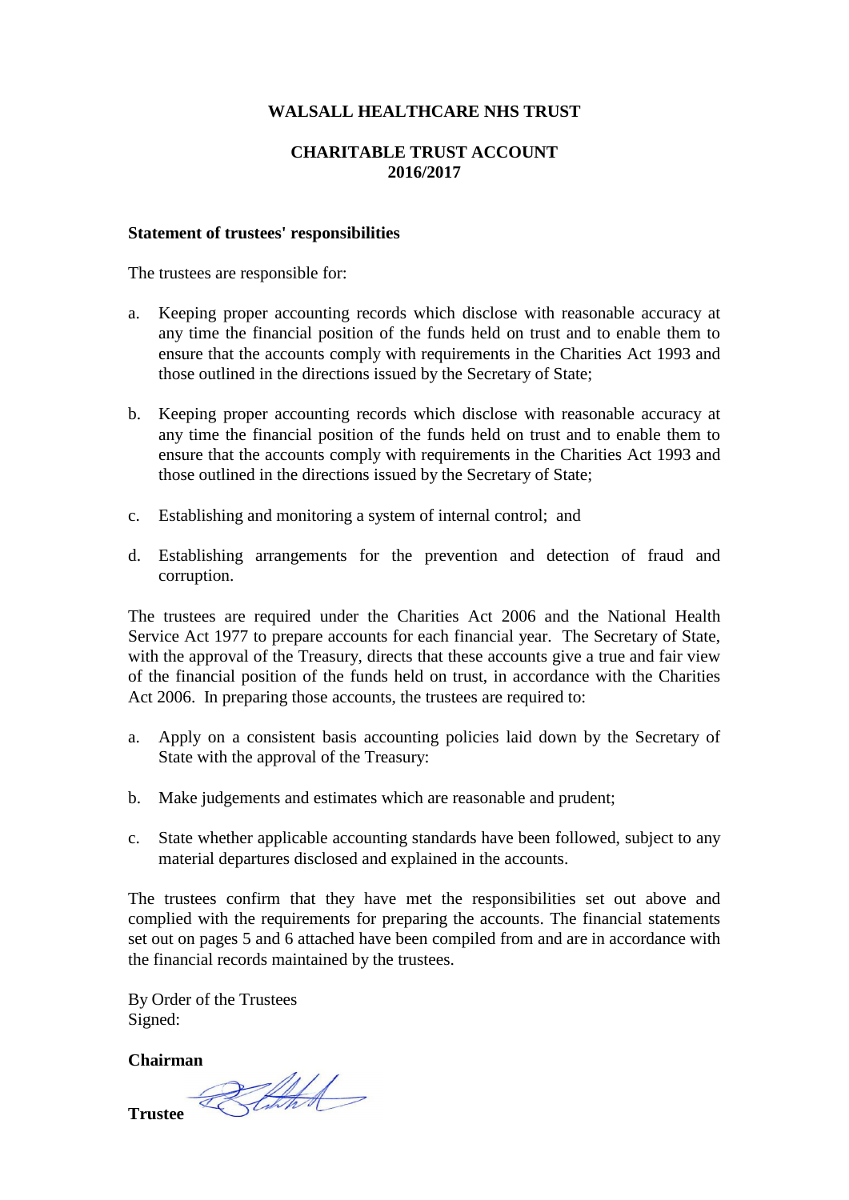**WALSALL HEALTHCARE NHS TRUST**

**CHARITABLE TRUST ACCOUNT**
**2016/2017**

**Statement of trustees' responsibilities**

The trustees are responsible for:

a. Keeping proper accounting records which disclose with reasonable accuracy at any time the financial position of the funds held on trust and to enable them to ensure that the accounts comply with requirements in the Charities Act 1993 and those outlined in the directions issued by the Secretary of State;

b. Keeping proper accounting records which disclose with reasonable accuracy at any time the financial position of the funds held on trust and to enable them to ensure that the accounts comply with requirements in the Charities Act 1993 and those outlined in the directions issued by the Secretary of State;

c. Establishing and monitoring a system of internal control; and

d. Establishing arrangements for the prevention and detection of fraud and corruption.

The trustees are required under the Charities Act 2006 and the National Health Service Act 1977 to prepare accounts for each financial year. The Secretary of State, with the approval of the Treasury, directs that these accounts give a true and fair view of the financial position of the funds held on trust, in accordance with the Charities Act 2006. In preparing those accounts, the trustees are required to:

a. Apply on a consistent basis accounting policies laid down by the Secretary of State with the approval of the Treasury:

b. Make judgements and estimates which are reasonable and prudent;

c. State whether applicable accounting standards have been followed, subject to any material departures disclosed and explained in the accounts.

The trustees confirm that they have met the responsibilities set out above and complied with the requirements for preparing the accounts. The financial statements set out on pages 5 and 6 attached have been compiled from and are in accordance with the financial records maintained by the trustees.

By Order of the Trustees
Signed:

**Chairman**

**Trustee**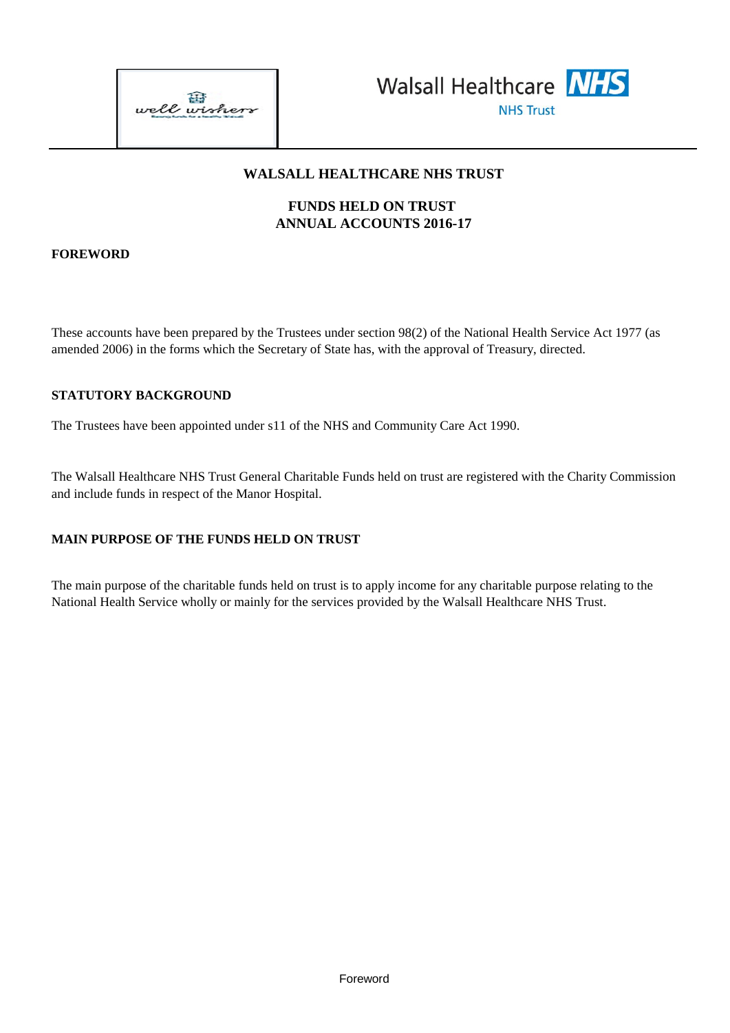# WALSALL HEALTHCARE NHS TRUST

## FUNDS HELD ON TRUST
## ANNUAL ACCOUNTS 2016-17

### FOREWORD

These accounts have been prepared by the Trustees under section 98(2) of the National Health Service Act 1977 (as amended 2006) in the forms which the Secretary of State has, with the approval of Treasury, directed.

### STATUTORY BACKGROUND

The Trustees have been appointed under s11 of the NHS and Community Care Act 1990.

The Walsall Healthcare NHS Trust General Charitable Funds held on trust are registered with the Charity Commission and include funds in respect of the Manor Hospital.

### MAIN PURPOSE OF THE FUNDS HELD ON TRUST

The main purpose of the charitable funds held on trust is to apply income for any charitable purpose relating to the National Health Service wholly or mainly for the services provided by the Walsall Healthcare NHS Trust.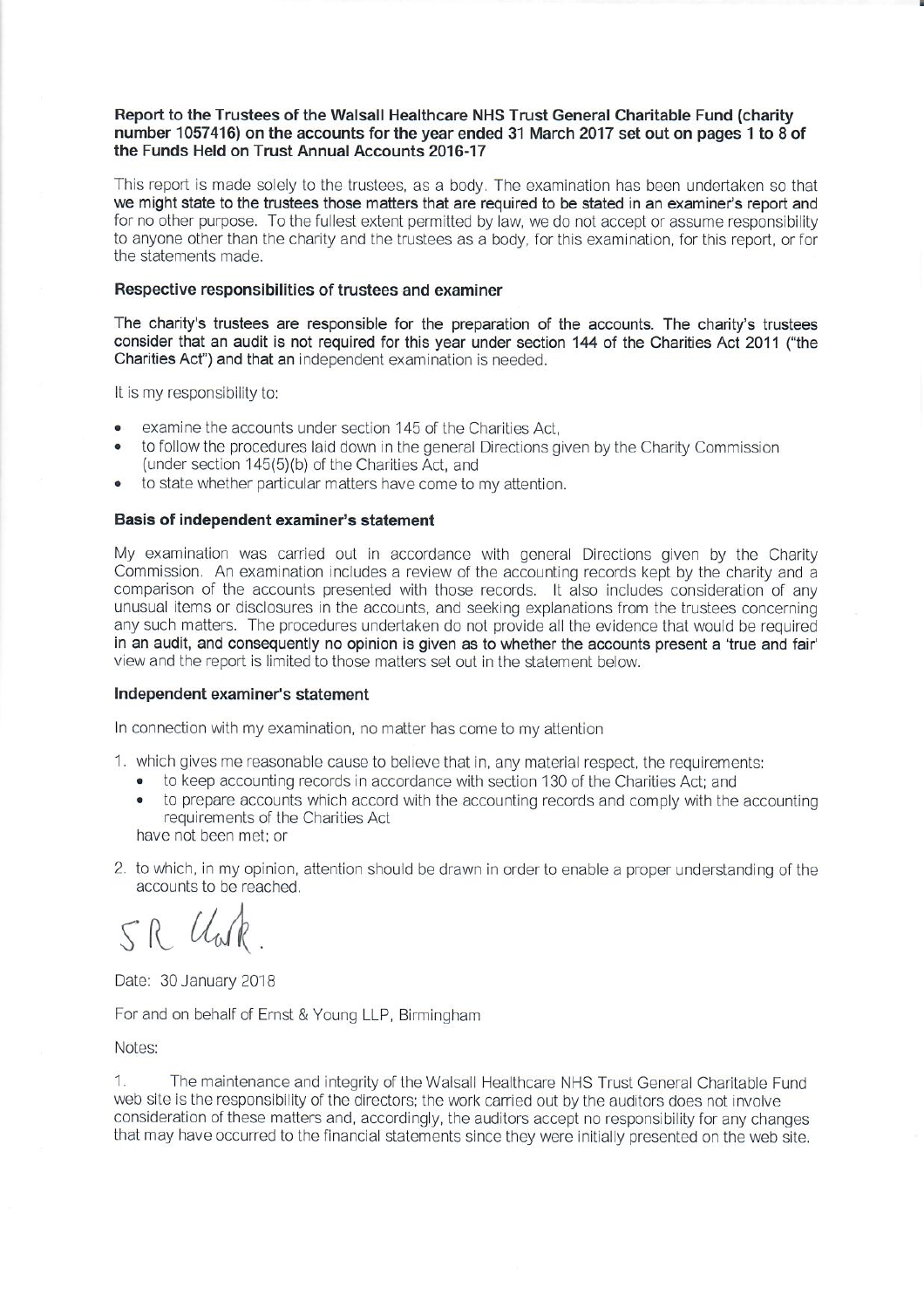**Report to the Trustees of the Walsall Healthcare NHS Trust General Charitable Fund (charity number 1057416) on the accounts for the year ended 31 March 2017 set out on pages 1 to 8 of the Funds Held on Trust Annual Accounts 2016-17**

This report is made solely to the trustees, as a body. The examination has been undertaken so that we might state to the trustees those matters that are required to be stated in an examiner's report and for no other purpose. To the fullest extent permitted by law, we do not accept or assume responsibility to anyone other than the charity and the trustees as a body, for this examination, for this report, or for the statements made.

### Respective responsibilities of trustees and examiner

The charity's trustees are responsible for the preparation of the accounts. The charity's trustees consider that an audit is not required for this year under section 144 of the Charities Act 2011 ("the Charities Act") and that an independent examination is needed.

It is my responsibility to:

- examine the accounts under section 145 of the Charities Act,
- to follow the procedures laid down in the general Directions given by the Charity Commission (under section 145(5)(b) of the Charities Act, and
- to state whether particular matters have come to my attention.

### Basis of independent examiner's statement

My examination was carried out in accordance with general Directions given by the Charity Commission. An examination includes a review of the accounting records kept by the charity and a comparison of the accounts presented with those records. It also includes consideration of any unusual items or disclosures in the accounts, and seeking explanations from the trustees concerning any such matters. The procedures undertaken do not provide all the evidence that would be required in an audit, and consequently no opinion is given as to whether the accounts present a 'true and fair' view and the report is limited to those matters set out in the statement below.

### Independent examiner's statement

In connection with my examination, no matter has come to my attention

1. which gives me reasonable cause to believe that in, any material respect, the requirements:
   - to keep accounting records in accordance with section 130 of the Charities Act; and
   - to prepare accounts which accord with the accounting records and comply with the accounting requirements of the Charities Act

   have not been met; or

2. to which, in my opinion, attention should be drawn in order to enable a proper understanding of the accounts to be reached.

SR Clark.

Date: 30 January 2018

For and on behalf of Ernst & Young LLP, Birmingham

Notes:

1. The maintenance and integrity of the Walsall Healthcare NHS Trust General Charitable Fund web site is the responsibility of the directors; the work carried out by the auditors does not involve consideration of these matters and, accordingly, the auditors accept no responsibility for any changes that may have occurred to the financial statements since they were initially presented on the web site.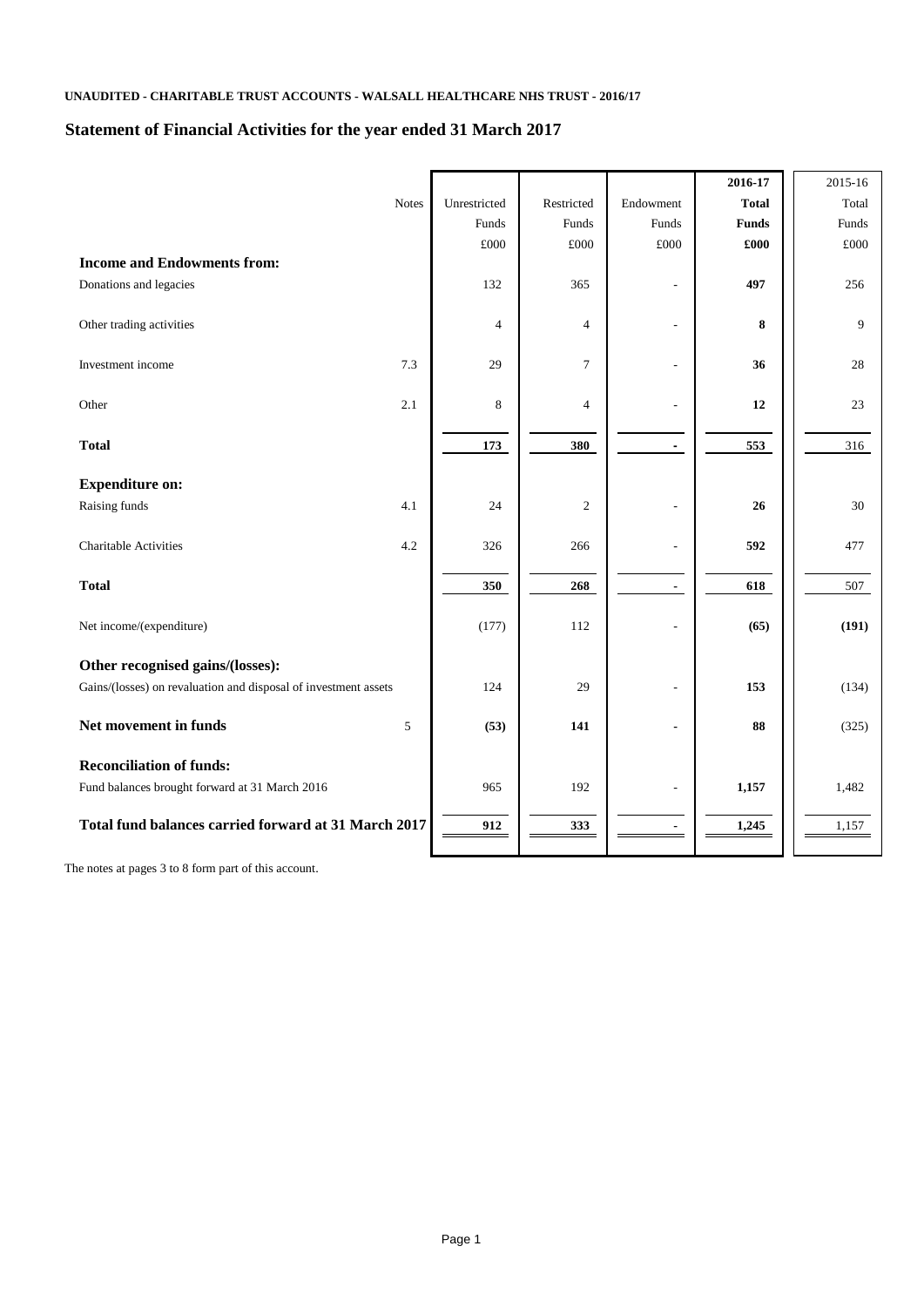**UNAUDITED - CHARITABLE TRUST ACCOUNTS - WALSALL HEALTHCARE NHS TRUST - 2016/17**

## Statement of Financial Activities for the year ended 31 March 2017

| | Notes | Unrestricted Funds £000 | Restricted Funds £000 | Endowment Funds £000 | **2016-17 Total Funds £000** | 2015-16 Total Funds £000 |
|---|---|---|---|---|---|---|
| **Income and Endowments from:** | | | | | | |
| Donations and legacies | | 132 | 365 | - | **497** | 256 |
| Other trading activities | | 4 | 4 | - | **8** | 9 |
| Investment income | 7.3 | 29 | 7 | - | **36** | 28 |
| Other | 2.1 | 8 | 4 | - | **12** | 23 |
| **Total** | | **173** | **380** | **-** | **553** | 316 |
| **Expenditure on:** | | | | | | |
| Raising funds | 4.1 | 24 | 2 | - | **26** | 30 |
| Charitable Activities | 4.2 | 326 | 266 | - | **592** | 477 |
| **Total** | | **350** | **268** | **-** | **618** | 507 |
| Net income/(expenditure) | | (177) | 112 | - | **(65)** | **(191)** |
| **Other recognised gains/(losses):** | | | | | | |
| Gains/(losses) on revaluation and disposal of investment assets | | 124 | 29 | - | **153** | (134) |
| **Net movement in funds** | 5 | **(53)** | **141** | **-** | **88** | (325) |
| **Reconciliation of funds:** | | | | | | |
| Fund balances brought forward at 31 March 2016 | | 965 | 192 | - | **1,157** | 1,482 |
| **Total fund balances carried forward at 31 March 2017** | | **912** | **333** | **-** | **1,245** | 1,157 |

The notes at pages 3 to 8 form part of this account.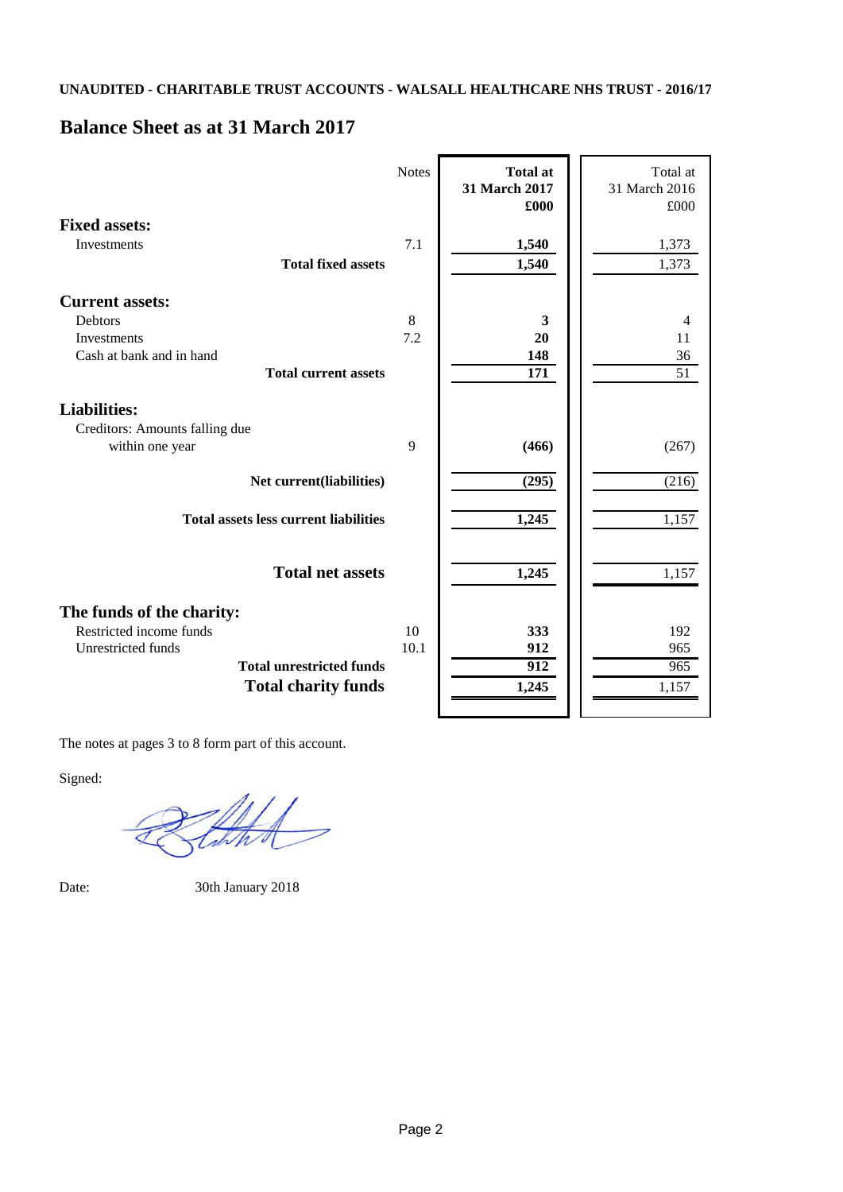**UNAUDITED - CHARITABLE TRUST ACCOUNTS - WALSALL HEALTHCARE NHS TRUST - 2016/17**

## Balance Sheet as at 31 March 2017

| | Notes | **Total at 31 March 2017 £000** | Total at 31 March 2016 £000 |
|---|---|---|---|
| **Fixed assets:** | | | |
| Investments | 7.1 | **1,540** | 1,373 |
| **Total fixed assets** | | **1,540** | 1,373 |
| **Current assets:** | | | |
| Debtors | 8 | **3** | 4 |
| Investments | 7.2 | **20** | 11 |
| Cash at bank and in hand | | **148** | 36 |
| **Total current assets** | | **171** | 51 |
| **Liabilities:** | | | |
| Creditors: Amounts falling due within one year | 9 | **(466)** | (267) |
| **Net current(liabilities)** | | **(295)** | (216) |
| **Total assets less current liabilities** | | **1,245** | 1,157 |
| **Total net assets** | | **1,245** | 1,157 |
| **The funds of the charity:** | | | |
| Restricted income funds | 10 | **333** | 192 |
| Unrestricted funds | 10.1 | **912** | 965 |
| **Total unrestricted funds** | | **912** | 965 |
| **Total charity funds** | | **1,245** | 1,157 |

The notes at pages 3 to 8 form part of this account.

Signed:

Date: 30th January 2018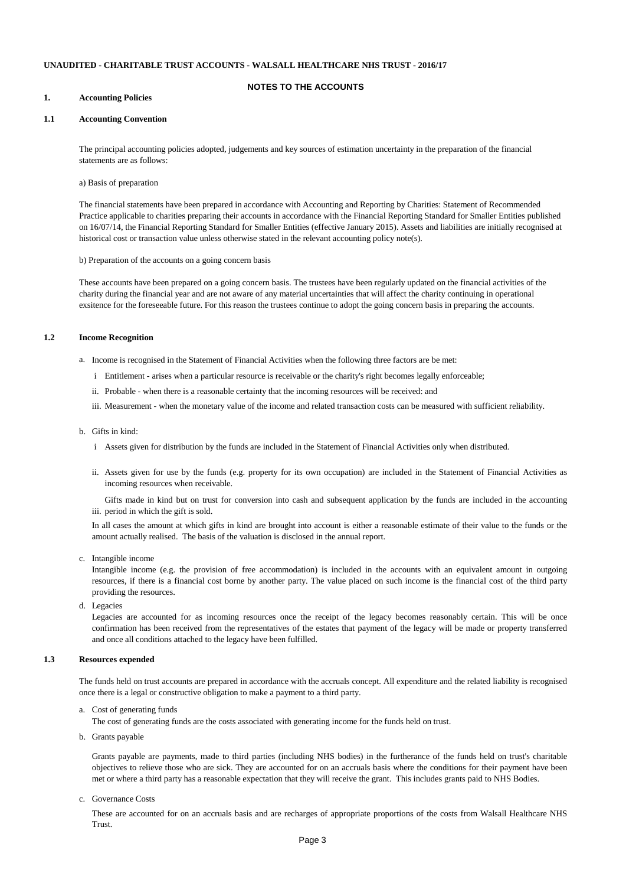**UNAUDITED - CHARITABLE TRUST ACCOUNTS - WALSALL HEALTHCARE NHS TRUST - 2016/17**

## NOTES TO THE ACCOUNTS

### 1. Accounting Policies

#### 1.1 Accounting Convention

The principal accounting policies adopted, judgements and key sources of estimation uncertainty in the preparation of the financial statements are as follows:

a) Basis of preparation

The financial statements have been prepared in accordance with Accounting and Reporting by Charities: Statement of Recommended Practice applicable to charities preparing their accounts in accordance with the Financial Reporting Standard for Smaller Entities published on 16/07/14, the Financial Reporting Standard for Smaller Entities (effective January 2015). Assets and liabilities are initially recognised at historical cost or transaction value unless otherwise stated in the relevant accounting policy note(s).

b) Preparation of the accounts on a going concern basis

These accounts have been prepared on a going concern basis. The trustees have been regularly updated on the financial activities of the charity during the financial year and are not aware of any material uncertainties that will affect the charity continuing in operational exsitence for the foreseeable future. For this reason the trustees continue to adopt the going concern basis in preparing the accounts.

#### 1.2 Income Recognition

a. Income is recognised in the Statement of Financial Activities when the following three factors are be met:

   i Entitlement - arises when a particular resource is receivable or the charity's right becomes legally enforceable;

   ii. Probable - when there is a reasonable certainty that the incoming resources will be received: and

   iii. Measurement - when the monetary value of the income and related transaction costs can be measured with sufficient reliability.

b. Gifts in kind:

   i Assets given for distribution by the funds are included in the Statement of Financial Activities only when distributed.

   ii. Assets given for use by the funds (e.g. property for its own occupation) are included in the Statement of Financial Activities as incoming resources when receivable.

   iii. Gifts made in kind but on trust for conversion into cash and subsequent application by the funds are included in the accounting period in which the gift is sold.

   In all cases the amount at which gifts in kind are brought into account is either a reasonable estimate of their value to the funds or the amount actually realised. The basis of the valuation is disclosed in the annual report.

c. Intangible income

   Intangible income (e.g. the provision of free accommodation) is included in the accounts with an equivalent amount in outgoing resources, if there is a financial cost borne by another party. The value placed on such income is the financial cost of the third party providing the resources.

d. Legacies

   Legacies are accounted for as incoming resources once the receipt of the legacy becomes reasonably certain. This will be once confirmation has been received from the representatives of the estates that payment of the legacy will be made or property transferred and once all conditions attached to the legacy have been fulfilled.

#### 1.3 Resources expended

The funds held on trust accounts are prepared in accordance with the accruals concept. All expenditure and the related liability is recognised once there is a legal or constructive obligation to make a payment to a third party.

a. Cost of generating funds

   The cost of generating funds are the costs associated with generating income for the funds held on trust.

b. Grants payable

   Grants payable are payments, made to third parties (including NHS bodies) in the furtherance of the funds held on trust's charitable objectives to relieve those who are sick. They are accounted for on an accruals basis where the conditions for their payment have been met or where a third party has a reasonable expectation that they will receive the grant. This includes grants paid to NHS Bodies.

c. Governance Costs

   These are accounted for on an accruals basis and are recharges of appropriate proportions of the costs from Walsall Healthcare NHS Trust.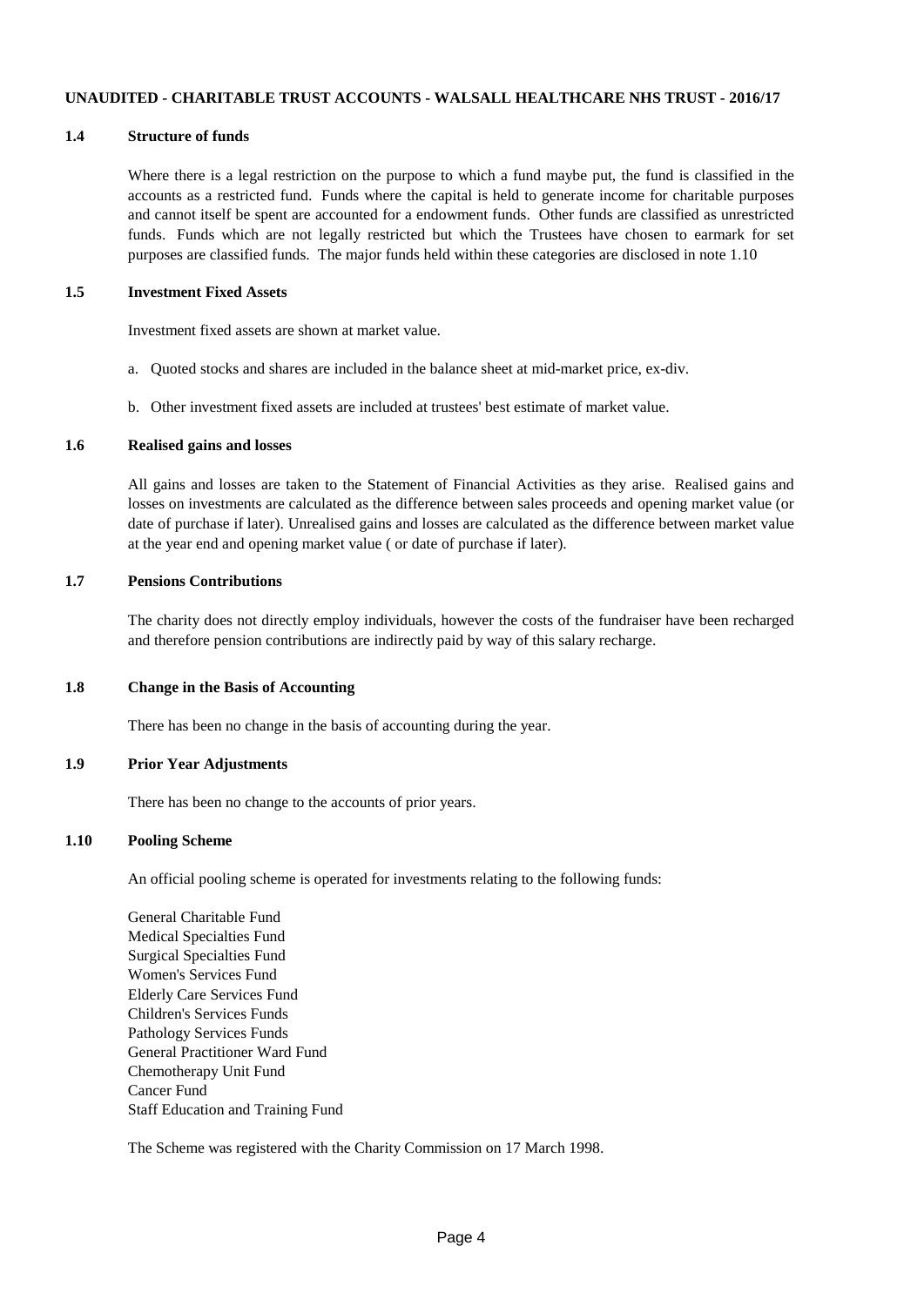**UNAUDITED - CHARITABLE TRUST ACCOUNTS - WALSALL HEALTHCARE NHS TRUST - 2016/17**

### 1.4 Structure of funds

Where there is a legal restriction on the purpose to which a fund maybe put, the fund is classified in the accounts as a restricted fund. Funds where the capital is held to generate income for charitable purposes and cannot itself be spent are accounted for a endowment funds. Other funds are classified as unrestricted funds. Funds which are not legally restricted but which the Trustees have chosen to earmark for set purposes are classified funds. The major funds held within these categories are disclosed in note 1.10

### 1.5 Investment Fixed Assets

Investment fixed assets are shown at market value.

a. Quoted stocks and shares are included in the balance sheet at mid-market price, ex-div.

b. Other investment fixed assets are included at trustees' best estimate of market value.

### 1.6 Realised gains and losses

All gains and losses are taken to the Statement of Financial Activities as they arise. Realised gains and losses on investments are calculated as the difference between sales proceeds and opening market value (or date of purchase if later). Unrealised gains and losses are calculated as the difference between market value at the year end and opening market value ( or date of purchase if later).

### 1.7 Pensions Contributions

The charity does not directly employ individuals, however the costs of the fundraiser have been recharged and therefore pension contributions are indirectly paid by way of this salary recharge.

### 1.8 Change in the Basis of Accounting

There has been no change in the basis of accounting during the year.

### 1.9 Prior Year Adjustments

There has been no change to the accounts of prior years.

### 1.10 Pooling Scheme

An official pooling scheme is operated for investments relating to the following funds:

General Charitable Fund
Medical Specialties Fund
Surgical Specialties Fund
Women's Services Fund
Elderly Care Services Fund
Children's Services Funds
Pathology Services Funds
General Practitioner Ward Fund
Chemotherapy Unit Fund
Cancer Fund
Staff Education and Training Fund

The Scheme was registered with the Charity Commission on 17 March 1998.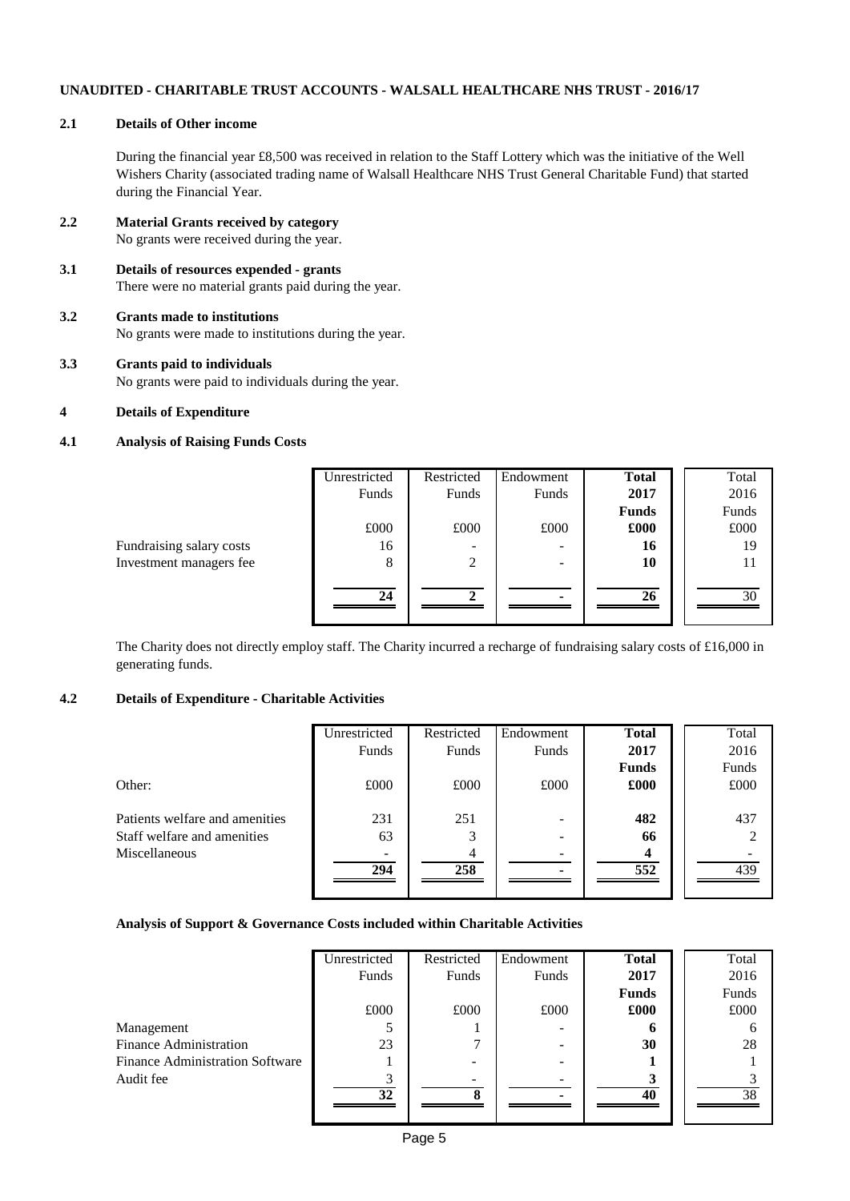**UNAUDITED - CHARITABLE TRUST ACCOUNTS - WALSALL HEALTHCARE NHS TRUST - 2016/17**

## 2.1 Details of Other income

During the financial year £8,500 was received in relation to the Staff Lottery which was the initiative of the Well Wishers Charity (associated trading name of Walsall Healthcare NHS Trust General Charitable Fund) that started during the Financial Year.

## 2.2 Material Grants received by category

No grants were received during the year.

## 3.1 Details of resources expended - grants

There were no material grants paid during the year.

## 3.2 Grants made to institutions

No grants were made to institutions during the year.

## 3.3 Grants paid to individuals

No grants were paid to individuals during the year.

## 4 Details of Expenditure

## 4.1 Analysis of Raising Funds Costs

| | Unrestricted Funds | Restricted Funds | Endowment Funds | **Total 2017 Funds** | Total 2016 Funds |
|---|---|---|---|---|---|
| | £000 | £000 | £000 | **£000** | £000 |
| Fundraising salary costs | 16 | - | - | **16** | 19 |
| Investment managers fee | 8 | 2 | - | **10** | 11 |
| | **24** | **2** | **-** | **26** | 30 |

The Charity does not directly employ staff. The Charity incurred a recharge of fundraising salary costs of £16,000 in generating funds.

## 4.2 Details of Expenditure - Charitable Activities

| | Unrestricted Funds | Restricted Funds | Endowment Funds | **Total 2017 Funds** | Total 2016 Funds |
|---|---|---|---|---|---|
| Other: | £000 | £000 | £000 | **£000** | £000 |
| Patients welfare and amenities | 231 | 251 | - | **482** | 437 |
| Staff welfare and amenities | 63 | 3 | - | **66** | 2 |
| Miscellaneous | - | 4 | - | **4** | - |
| | **294** | **258** | **-** | **552** | 439 |

**Analysis of Support & Governance Costs included within Charitable Activities**

| | Unrestricted Funds | Restricted Funds | Endowment Funds | **Total 2017 Funds** | Total 2016 Funds |
|---|---|---|---|---|---|
| | £000 | £000 | £000 | **£000** | £000 |
| Management | 5 | 1 | - | **6** | 6 |
| Finance Administration | 23 | 7 | - | **30** | 28 |
| Finance Administration Software | 1 | - | - | **1** | 1 |
| Audit fee | 3 | - | - | **3** | 3 |
| | **32** | **8** | **-** | **40** | 38 |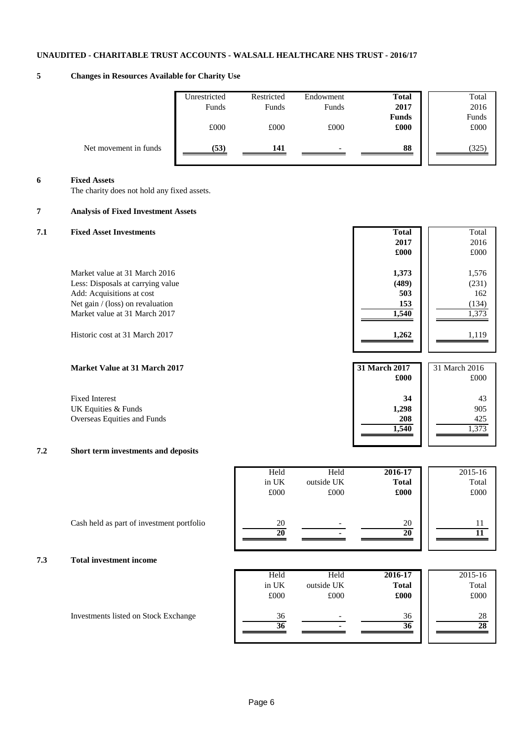**UNAUDITED - CHARITABLE TRUST ACCOUNTS - WALSALL HEALTHCARE NHS TRUST - 2016/17**

## 5 Changes in Resources Available for Charity Use

| | Unrestricted Funds £000 | Restricted Funds £000 | Endowment Funds £000 | **Total 2017 Funds £000** | Total 2016 Funds £000 |
|---|---|---|---|---|---|
| Net movement in funds | **(53)** | **141** | - | **88** | (325) |

## 6 Fixed Assets

The charity does not hold any fixed assets.

## 7 Analysis of Fixed Investment Assets

### 7.1 Fixed Asset Investments

| | **Total 2017 £000** | Total 2016 £000 |
|---|---|---|
| Market value at 31 March 2016 | **1,373** | 1,576 |
| Less: Disposals at carrying value | **(489)** | (231) |
| Add: Acquisitions at cost | **503** | 162 |
| Net gain / (loss) on revaluation | **153** | (134) |
| Market value at 31 March 2017 | **1,540** | 1,373 |
| Historic cost at 31 March 2017 | **1,262** | 1,119 |

| **Market Value at 31 March 2017** | **31 March 2017 £000** | 31 March 2016 £000 |
|---|---|---|
| Fixed Interest | **34** | 43 |
| UK Equities & Funds | **1,298** | 905 |
| Overseas Equities and Funds | **208** | 425 |
| | **1,540** | 1,373 |

### 7.2 Short term investments and deposits

| | Held in UK £000 | Held outside UK £000 | **2016-17 Total £000** | 2015-16 Total £000 |
|---|---|---|---|---|
| Cash held as part of investment portfolio | 20 | - | 20 | 11 |
| | **20** | **-** | **20** | **11** |

### 7.3 Total investment income

| | Held in UK £000 | Held outside UK £000 | **2016-17 Total £000** | 2015-16 Total £000 |
|---|---|---|---|---|
| Investments listed on Stock Exchange | 36 | - | 36 | 28 |
| | **36** | **-** | **36** | **28** |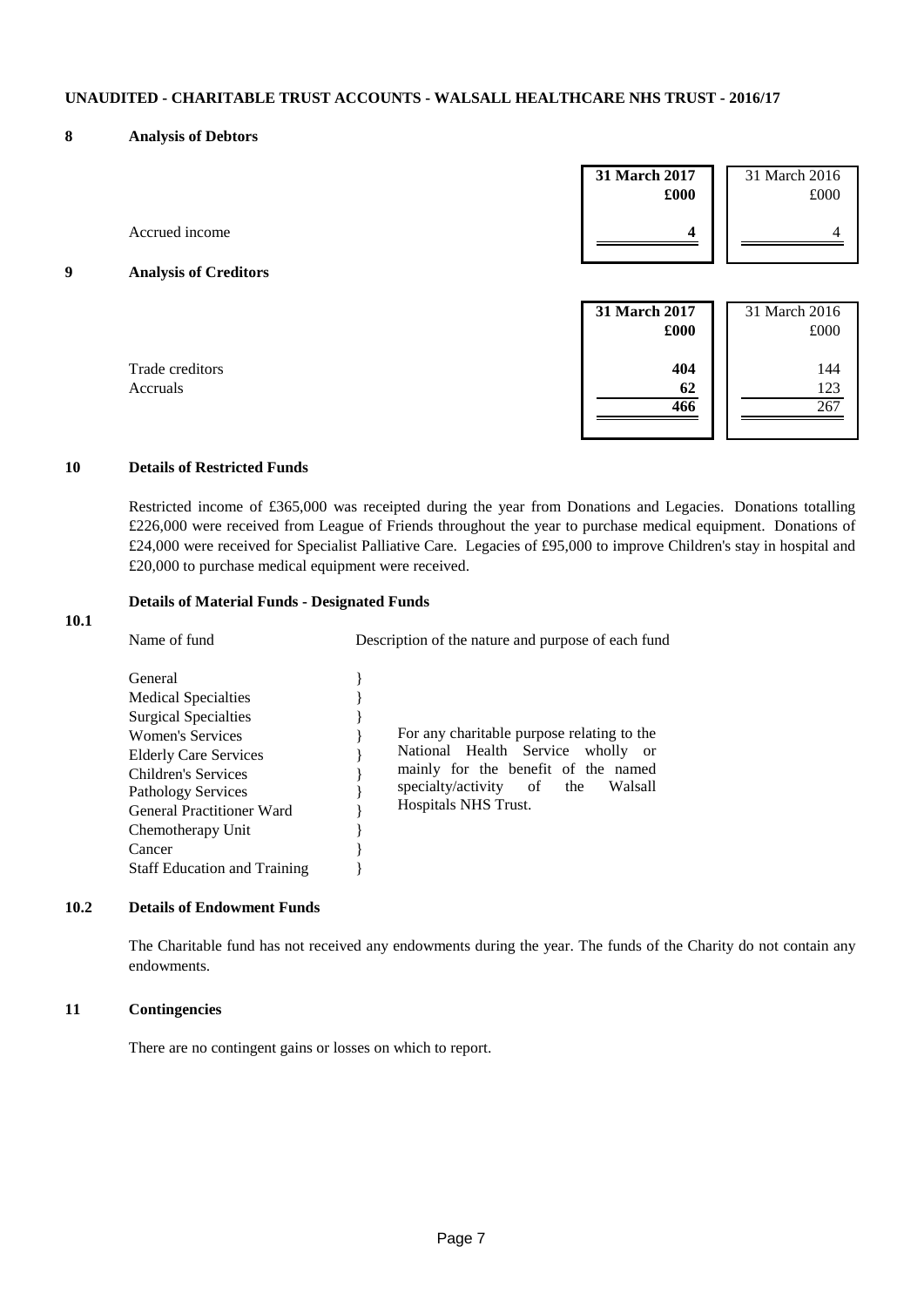**UNAUDITED - CHARITABLE TRUST ACCOUNTS - WALSALL HEALTHCARE NHS TRUST - 2016/17**

## 8 Analysis of Debtors

| | **31 March 2017** | 31 March 2016 |
|---|---|---|
| | **£000** | £000 |
| Accrued income | **4** | 4 |

## 9 Analysis of Creditors

| | **31 March 2017** | 31 March 2016 |
|---|---|---|
| | **£000** | £000 |
| Trade creditors | **404** | 144 |
| Accruals | **62** | 123 |
| | **466** | 267 |

## 10 Details of Restricted Funds

Restricted income of £365,000 was receipted during the year from Donations and Legacies. Donations totalling £226,000 were received from League of Friends throughout the year to purchase medical equipment. Donations of £24,000 were received for Specialist Palliative Care. Legacies of £95,000 to improve Children's stay in hospital and £20,000 to purchase medical equipment were received.

### 10.1 Details of Material Funds - Designated Funds

| Name of fund | Description of the nature and purpose of each fund |
|---|---|
| General<br>Medical Specialties<br>Surgical Specialties<br>Women's Services<br>Elderly Care Services<br>Children's Services<br>Pathology Services<br>General Practitioner Ward<br>Chemotherapy Unit<br>Cancer<br>Staff Education and Training | For any charitable purpose relating to the National Health Service wholly or mainly for the benefit of the named specialty/activity of the Walsall Hospitals NHS Trust. |

### 10.2 Details of Endowment Funds

The Charitable fund has not received any endowments during the year. The funds of the Charity do not contain any endowments.

## 11 Contingencies

There are no contingent gains or losses on which to report.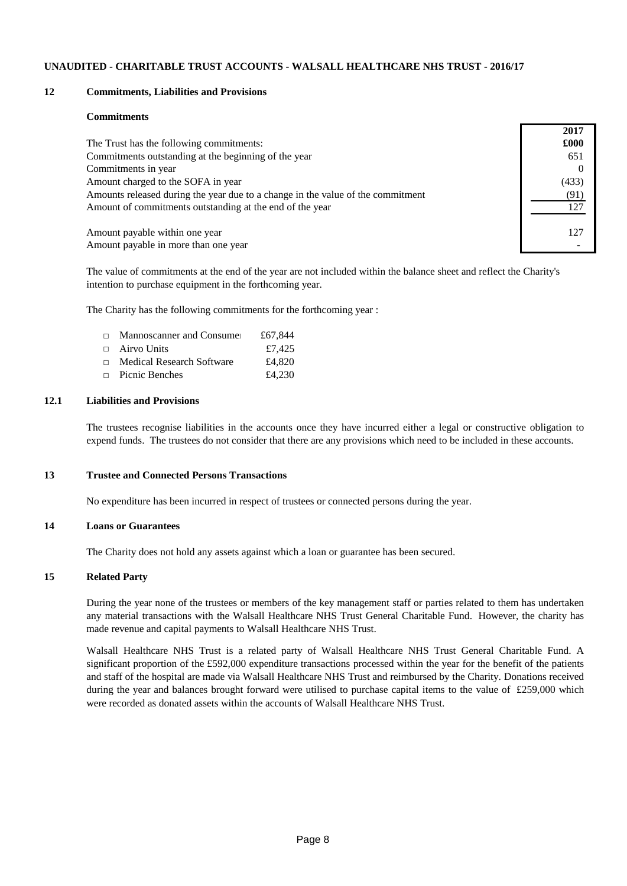**UNAUDITED - CHARITABLE TRUST ACCOUNTS - WALSALL HEALTHCARE NHS TRUST - 2016/17**

## 12 Commitments, Liabilities and Provisions

### Commitments

| | 2017 |
|---|---|
| The Trust has the following commitments: | £000 |
| Commitments outstanding at the beginning of the year | 651 |
| Commitments in year | 0 |
| Amount charged to the SOFA in year | (433) |
| Amounts released during the year due to a change in the value of the commitment | (91) |
| Amount of commitments outstanding at the end of the year | 127 |
| | |
| Amount payable within one year | 127 |
| Amount payable in more than one year | - |

The value of commitments at the end of the year are not included within the balance sheet and reflect the Charity's intention to purchase equipment in the forthcoming year.

The Charity has the following commitments for the forthcoming year :

| | |
|---|---|
| Mannoscanner and Consume | £67,844 |
| Airvo Units | £7,425 |
| Medical Research Software | £4,820 |
| Picnic Benches | £4,230 |

## 12.1 Liabilities and Provisions

The trustees recognise liabilities in the accounts once they have incurred either a legal or constructive obligation to expend funds. The trustees do not consider that there are any provisions which need to be included in these accounts.

## 13 Trustee and Connected Persons Transactions

No expenditure has been incurred in respect of trustees or connected persons during the year.

## 14 Loans or Guarantees

The Charity does not hold any assets against which a loan or guarantee has been secured.

## 15 Related Party

During the year none of the trustees or members of the key management staff or parties related to them has undertaken any material transactions with the Walsall Healthcare NHS Trust General Charitable Fund. However, the charity has made revenue and capital payments to Walsall Healthcare NHS Trust.

Walsall Healthcare NHS Trust is a related party of Walsall Healthcare NHS Trust General Charitable Fund. A significant proportion of the £592,000 expenditure transactions processed within the year for the benefit of the patients and staff of the hospital are made via Walsall Healthcare NHS Trust and reimbursed by the Charity. Donations received during the year and balances brought forward were utilised to purchase capital items to the value of £259,000 which were recorded as donated assets within the accounts of Walsall Healthcare NHS Trust.